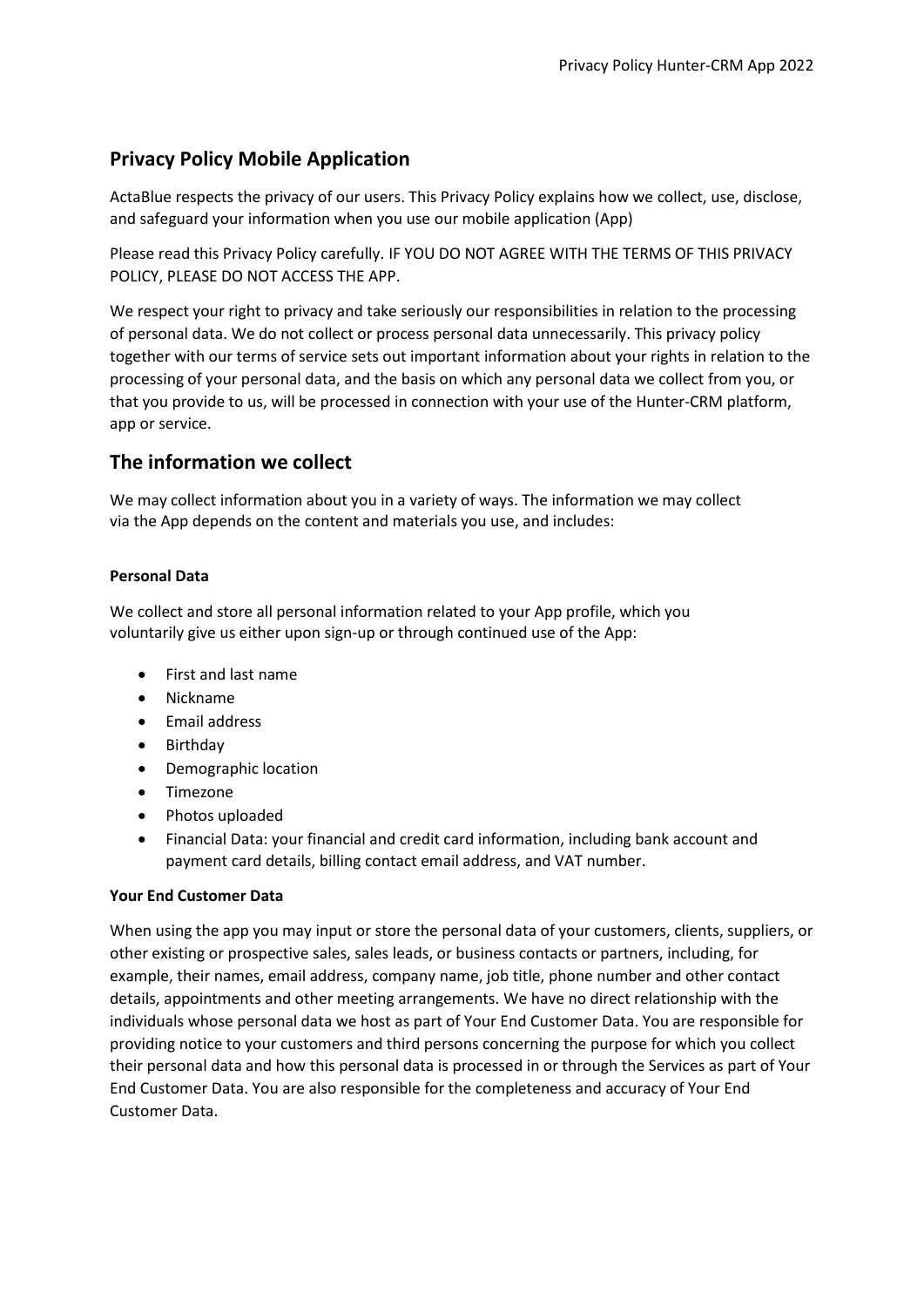## Privacy Policy Mobile Application

ActaBlue respects the privacy of our users. This Privacy Policy explains how we collect, use, disclose, and safeguard your information when you use our mobile application (App)

Please read this Privacy Policy carefully. IF YOU DO NOT AGREE WITH THE TERMS OF THIS PRIVACY POLICY, PLEASE DO NOT ACCESS THE APP.

We respect your right to privacy and take seriously our responsibilities in relation to the processing of personal data. We do not collect or process personal data unnecessarily. This privacy policy together with our terms of service sets out important information about your rights in relation to the processing of your personal data, and the basis on which any personal data we collect from you, or that you provide to us, will be processed in connection with your use of the Hunter-CRM platform, app or service.

## The information we collect

We may collect information about you in a variety of ways. The information we may collect via the App depends on the content and materials you use, and includes:

**Personal Data**

We collect and store all personal information related to your App profile, which you voluntarily give us either upon sign-up or through continued use of the App:

- First and last name
- Nickname
- Email address
- Birthday
- Demographic location
- Timezone
- Photos uploaded
- Financial Data: your financial and credit card information, including bank account and payment card details, billing contact email address, and VAT number.

**Your End Customer Data**

When using the app you may input or store the personal data of your customers, clients, suppliers, or other existing or prospective sales, sales leads, or business contacts or partners, including, for example, their names, email address, company name, job title, phone number and other contact details, appointments and other meeting arrangements. We have no direct relationship with the individuals whose personal data we host as part of Your End Customer Data. You are responsible for providing notice to your customers and third persons concerning the purpose for which you collect their personal data and how this personal data is processed in or through the Services as part of Your End Customer Data. You are also responsible for the completeness and accuracy of Your End Customer Data.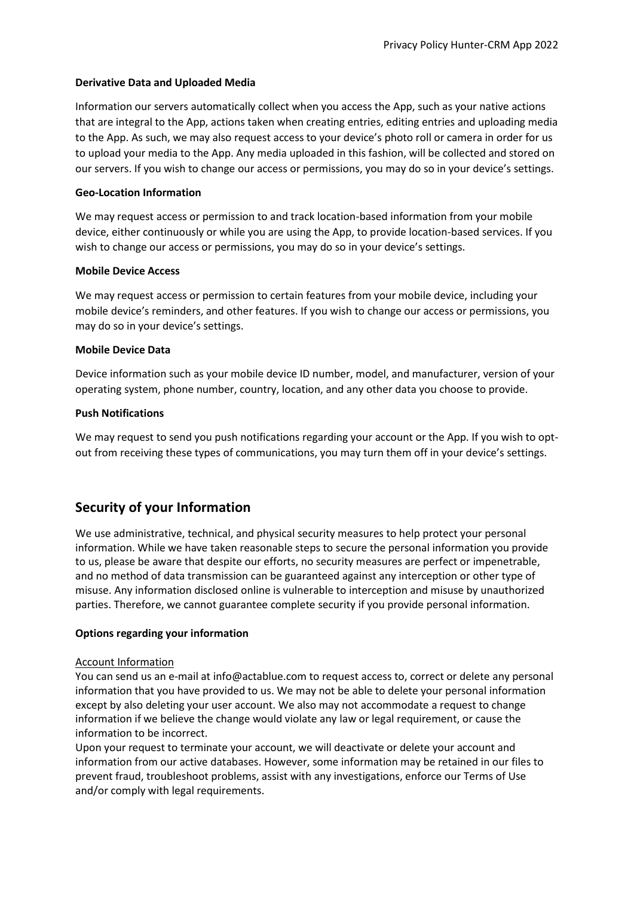**Derivative Data and Uploaded Media**

Information our servers automatically collect when you access the App, such as your native actions that are integral to the App, actions taken when creating entries, editing entries and uploading media to the App. As such, we may also request access to your device's photo roll or camera in order for us to upload your media to the App. Any media uploaded in this fashion, will be collected and stored on our servers. If you wish to change our access or permissions, you may do so in your device's settings.

**Geo-Location Information**

We may request access or permission to and track location-based information from your mobile device, either continuously or while you are using the App, to provide location-based services. If you wish to change our access or permissions, you may do so in your device's settings.

**Mobile Device Access**

We may request access or permission to certain features from your mobile device, including your mobile device's reminders, and other features. If you wish to change our access or permissions, you may do so in your device's settings.

**Mobile Device Data**

Device information such as your mobile device ID number, model, and manufacturer, version of your operating system, phone number, country, location, and any other data you choose to provide.

**Push Notifications**

We may request to send you push notifications regarding your account or the App. If you wish to opt-out from receiving these types of communications, you may turn them off in your device's settings.

## Security of your Information

We use administrative, technical, and physical security measures to help protect your personal information. While we have taken reasonable steps to secure the personal information you provide to us, please be aware that despite our efforts, no security measures are perfect or impenetrable, and no method of data transmission can be guaranteed against any interception or other type of misuse. Any information disclosed online is vulnerable to interception and misuse by unauthorized parties. Therefore, we cannot guarantee complete security if you provide personal information.

**Options regarding your information**

Account Information

You can send us an e-mail at info@actablue.com to request access to, correct or delete any personal information that you have provided to us. We may not be able to delete your personal information except by also deleting your user account. We also may not accommodate a request to change information if we believe the change would violate any law or legal requirement, or cause the information to be incorrect.

Upon your request to terminate your account, we will deactivate or delete your account and information from our active databases. However, some information may be retained in our files to prevent fraud, troubleshoot problems, assist with any investigations, enforce our Terms of Use and/or comply with legal requirements.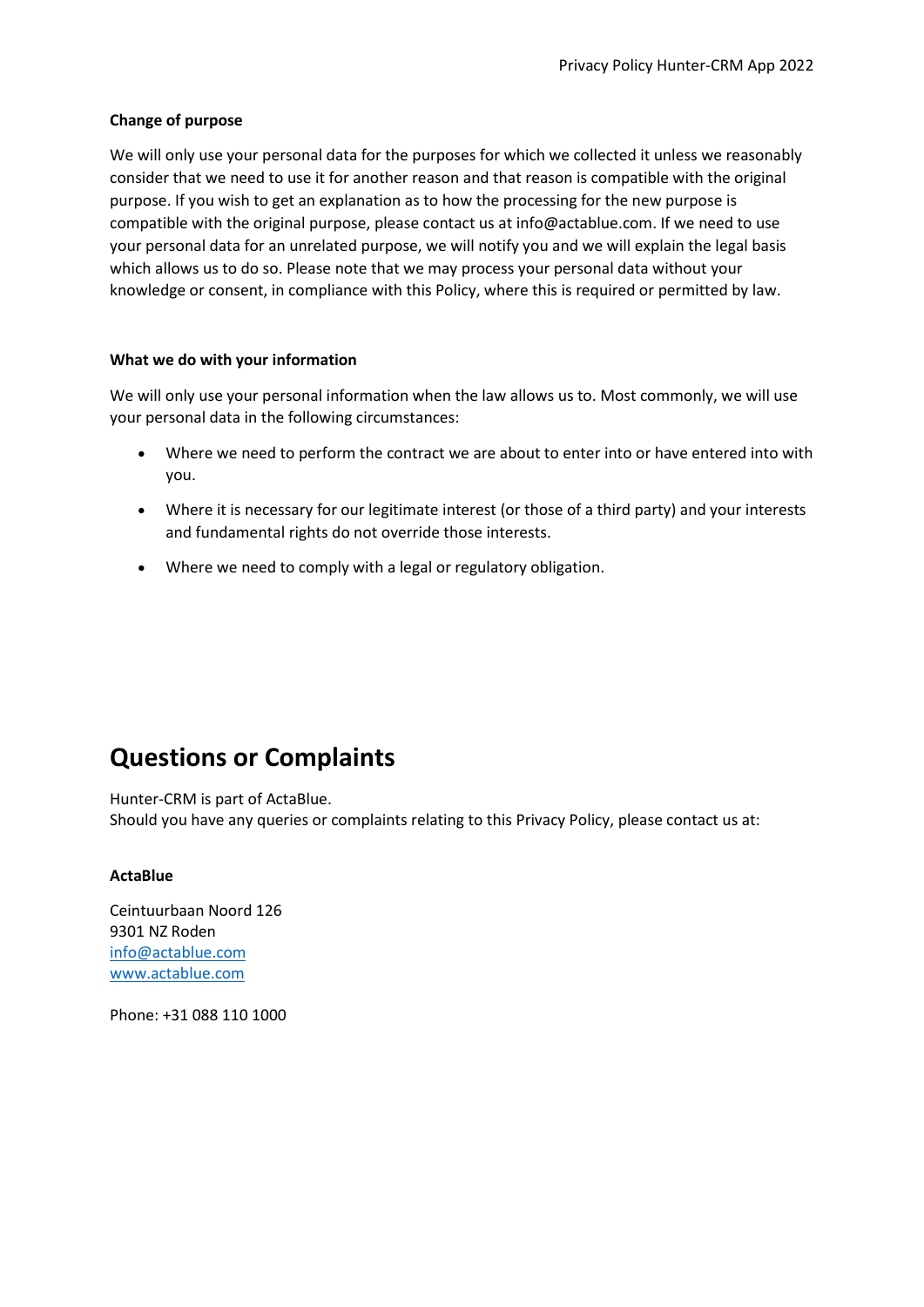**Change of purpose**

We will only use your personal data for the purposes for which we collected it unless we reasonably consider that we need to use it for another reason and that reason is compatible with the original purpose. If you wish to get an explanation as to how the processing for the new purpose is compatible with the original purpose, please contact us at info@actablue.com. If we need to use your personal data for an unrelated purpose, we will notify you and we will explain the legal basis which allows us to do so. Please note that we may process your personal data without your knowledge or consent, in compliance with this Policy, where this is required or permitted by law.

**What we do with your information**

We will only use your personal information when the law allows us to. Most commonly, we will use your personal data in the following circumstances:

- Where we need to perform the contract we are about to enter into or have entered into with you.
- Where it is necessary for our legitimate interest (or those of a third party) and your interests and fundamental rights do not override those interests.
- Where we need to comply with a legal or regulatory obligation.

# Questions or Complaints

Hunter-CRM is part of ActaBlue.
Should you have any queries or complaints relating to this Privacy Policy, please contact us at:

**ActaBlue**

Ceintuurbaan Noord 126
9301 NZ Roden
info@actablue.com
www.actablue.com

Phone: +31 088 110 1000